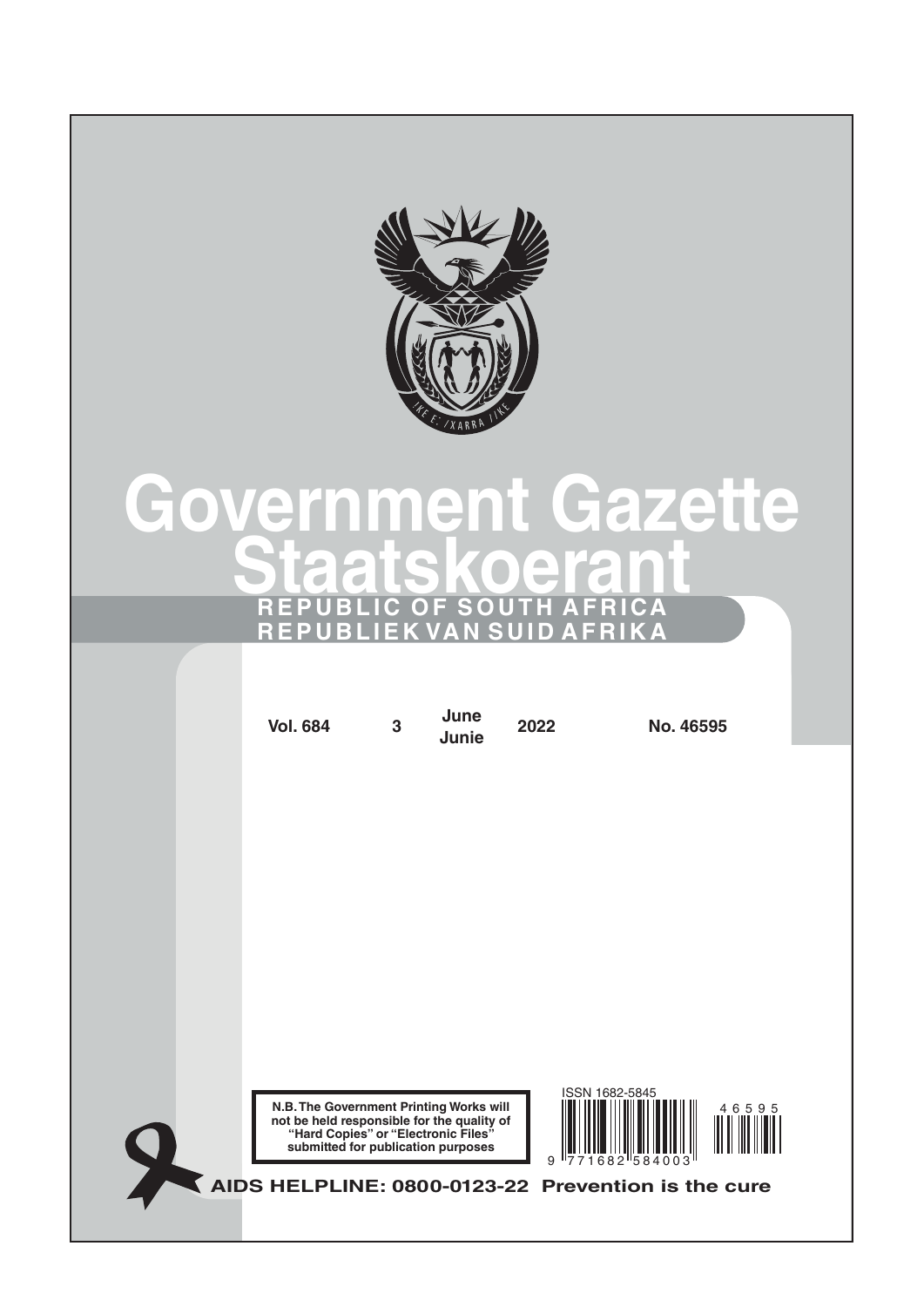# Government Gazette

# Staatskoerant

**REPUBLIC OF SOUTH AFRICA**

**REPUBLIEK VAN SUID AFRIKA**

| Vol. 684 | 3 | June Junie | 2022 | No. 46595 |
|---|---|---|---|---|

**N.B. The Government Printing Works will not be held responsible for the quality of "Hard Copies" or "Electronic Files" submitted for publication purposes**

ISSN 1682-5845

9 771682 584003

46595

**AIDS HELPLINE: 0800-0123-22 Prevention is the cure**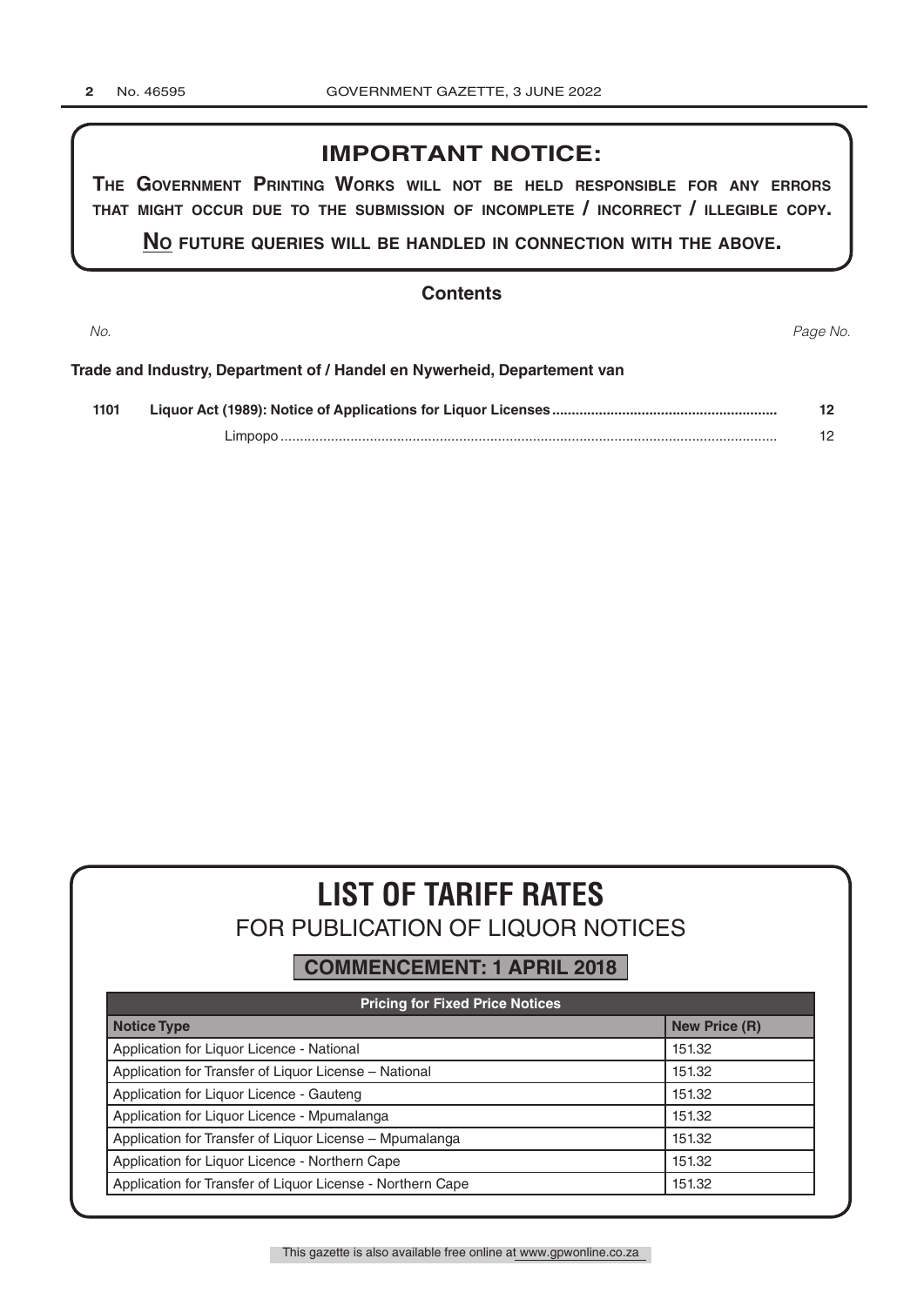## IMPORTANT NOTICE:

**THE GOVERNMENT PRINTING WORKS WILL NOT BE HELD RESPONSIBLE FOR ANY ERRORS THAT MIGHT OCCUR DUE TO THE SUBMISSION OF INCOMPLETE / INCORRECT / ILLEGIBLE COPY.**

**NO FUTURE QUERIES WILL BE HANDLED IN CONNECTION WITH THE ABOVE.**

### Contents

| *No.* | | *Page No.* |
|---|---|---|
| **Trade and Industry, Department of / Handel en Nywerheid, Departement van** | | |
| **1101** | **Liquor Act (1989): Notice of Applications for Liquor Licenses** | **12** |
| | Limpopo | 12 |

# LIST OF TARIFF RATES

## FOR PUBLICATION OF LIQUOR NOTICES

### COMMENCEMENT: 1 APRIL 2018

| **Pricing for Fixed Price Notices** | |
|---|---|
| **Notice Type** | **New Price (R)** |
| Application for Liquor Licence - National | 151.32 |
| Application for Transfer of Liquor License – National | 151.32 |
| Application for Liquor Licence - Gauteng | 151.32 |
| Application for Liquor Licence - Mpumalanga | 151.32 |
| Application for Transfer of Liquor License – Mpumalanga | 151.32 |
| Application for Liquor Licence - Northern Cape | 151.32 |
| Application for Transfer of Liquor License - Northern Cape | 151.32 |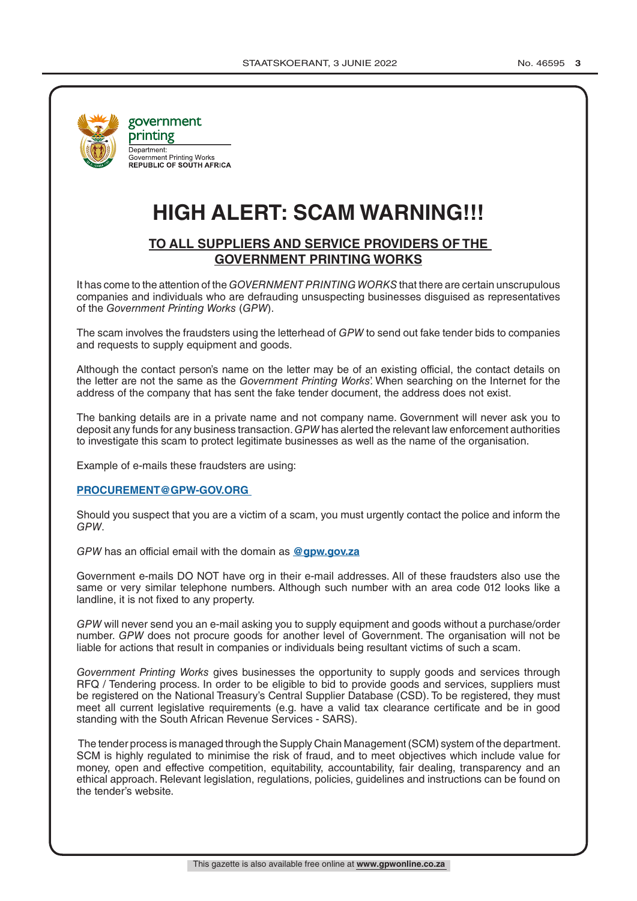government printing

Department:
Government Printing Works
**REPUBLIC OF SOUTH AFRICA**

# HIGH ALERT: SCAM WARNING!!!

## TO ALL SUPPLIERS AND SERVICE PROVIDERS OF THE GOVERNMENT PRINTING WORKS

It has come to the attention of the *GOVERNMENT PRINTING WORKS* that there are certain unscrupulous companies and individuals who are defrauding unsuspecting businesses disguised as representatives of the *Government Printing Works* (*GPW*).

The scam involves the fraudsters using the letterhead of *GPW* to send out fake tender bids to companies and requests to supply equipment and goods.

Although the contact person's name on the letter may be of an existing official, the contact details on the letter are not the same as the *Government Printing Works*'. When searching on the Internet for the address of the company that has sent the fake tender document, the address does not exist.

The banking details are in a private name and not company name. Government will never ask you to deposit any funds for any business transaction. *GPW* has alerted the relevant law enforcement authorities to investigate this scam to protect legitimate businesses as well as the name of the organisation.

Example of e-mails these fraudsters are using:

**PROCUREMENT@GPW-GOV.ORG**

Should you suspect that you are a victim of a scam, you must urgently contact the police and inform the *GPW*.

*GPW* has an official email with the domain as **@gpw.gov.za**

Government e-mails DO NOT have org in their e-mail addresses. All of these fraudsters also use the same or very similar telephone numbers. Although such number with an area code 012 looks like a landline, it is not fixed to any property.

*GPW* will never send you an e-mail asking you to supply equipment and goods without a purchase/order number. *GPW* does not procure goods for another level of Government. The organisation will not be liable for actions that result in companies or individuals being resultant victims of such a scam.

*Government Printing Works* gives businesses the opportunity to supply goods and services through RFQ / Tendering process. In order to be eligible to bid to provide goods and services, suppliers must be registered on the National Treasury's Central Supplier Database (CSD). To be registered, they must meet all current legislative requirements (e.g. have a valid tax clearance certificate and be in good standing with the South African Revenue Services - SARS).

The tender process is managed through the Supply Chain Management (SCM) system of the department. SCM is highly regulated to minimise the risk of fraud, and to meet objectives which include value for money, open and effective competition, equitability, accountability, fair dealing, transparency and an ethical approach. Relevant legislation, regulations, policies, guidelines and instructions can be found on the tender's website.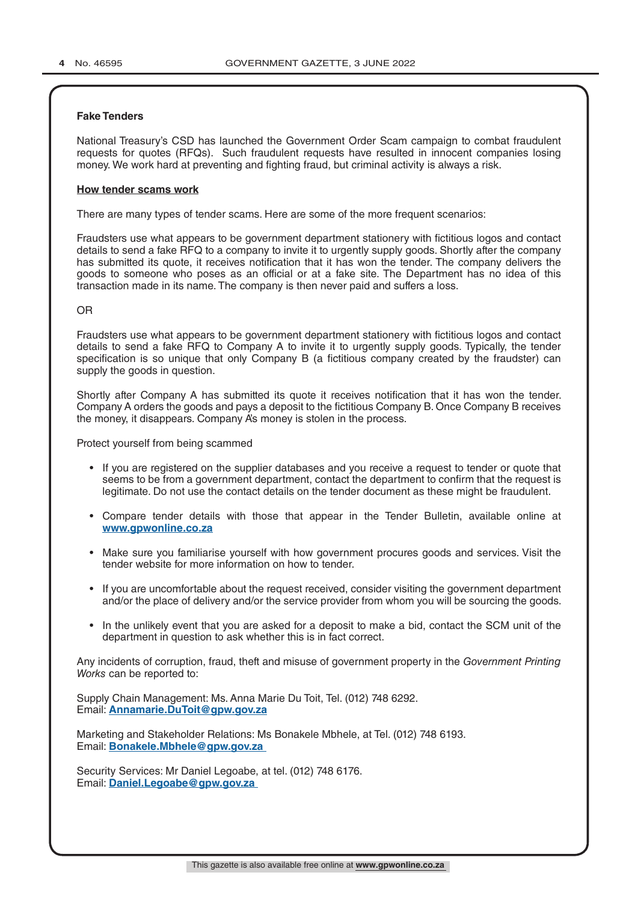**Fake Tenders**

National Treasury's CSD has launched the Government Order Scam campaign to combat fraudulent requests for quotes (RFQs). Such fraudulent requests have resulted in innocent companies losing money. We work hard at preventing and fighting fraud, but criminal activity is always a risk.

**How tender scams work**

There are many types of tender scams. Here are some of the more frequent scenarios:

Fraudsters use what appears to be government department stationery with fictitious logos and contact details to send a fake RFQ to a company to invite it to urgently supply goods. Shortly after the company has submitted its quote, it receives notification that it has won the tender. The company delivers the goods to someone who poses as an official or at a fake site. The Department has no idea of this transaction made in its name. The company is then never paid and suffers a loss.

OR

Fraudsters use what appears to be government department stationery with fictitious logos and contact details to send a fake RFQ to Company A to invite it to urgently supply goods. Typically, the tender specification is so unique that only Company B (a fictitious company created by the fraudster) can supply the goods in question.

Shortly after Company A has submitted its quote it receives notification that it has won the tender. Company A orders the goods and pays a deposit to the fictitious Company B. Once Company B receives the money, it disappears. Company A's money is stolen in the process.

Protect yourself from being scammed

- If you are registered on the supplier databases and you receive a request to tender or quote that seems to be from a government department, contact the department to confirm that the request is legitimate. Do not use the contact details on the tender document as these might be fraudulent.
- Compare tender details with those that appear in the Tender Bulletin, available online at **www.gpwonline.co.za**
- Make sure you familiarise yourself with how government procures goods and services. Visit the tender website for more information on how to tender.
- If you are uncomfortable about the request received, consider visiting the government department and/or the place of delivery and/or the service provider from whom you will be sourcing the goods.
- In the unlikely event that you are asked for a deposit to make a bid, contact the SCM unit of the department in question to ask whether this is in fact correct.

Any incidents of corruption, fraud, theft and misuse of government property in the *Government Printing Works* can be reported to:

Supply Chain Management: Ms. Anna Marie Du Toit, Tel. (012) 748 6292.
Email: **Annamarie.DuToit@gpw.gov.za**

Marketing and Stakeholder Relations: Ms Bonakele Mbhele, at Tel. (012) 748 6193.
Email: **Bonakele.Mbhele@gpw.gov.za**

Security Services: Mr Daniel Legoabe, at tel. (012) 748 6176.
Email: **Daniel.Legoabe@gpw.gov.za**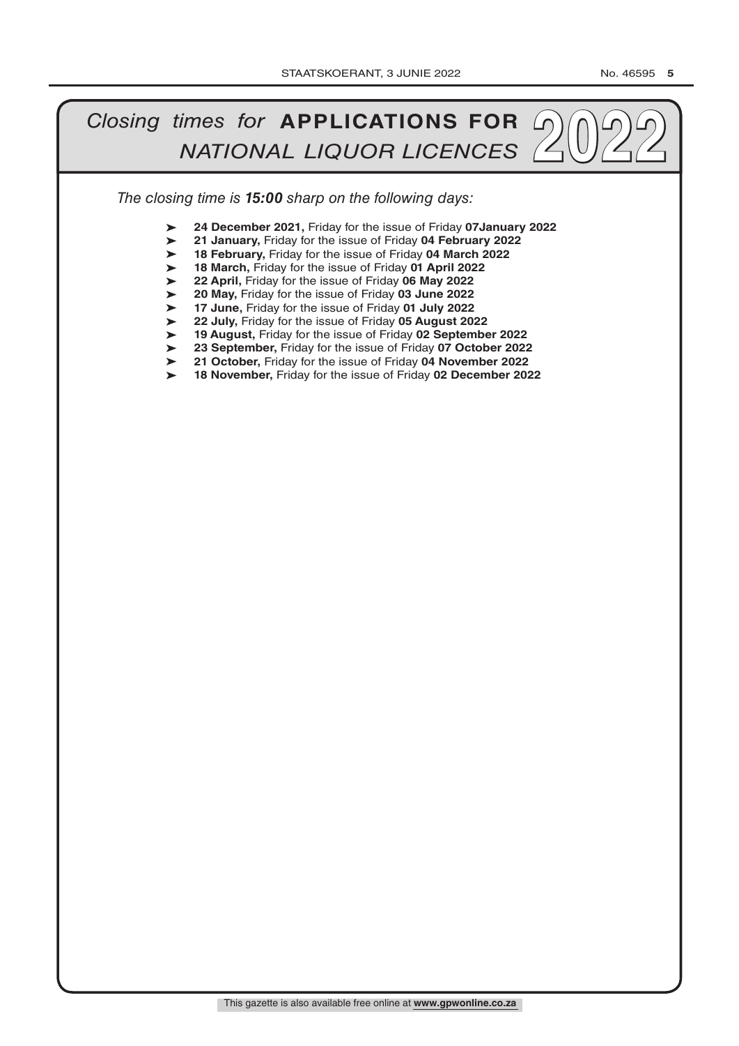# *Closing times for* **APPLICATIONS FOR** *NATIONAL LIQUOR LICENCES* **2022**

*The closing time is* ***15:00*** *sharp on the following days:*

- **24 December 2021,** Friday for the issue of Friday **07January 2022**
- **21 January,** Friday for the issue of Friday **04 February 2022**
- **18 February,** Friday for the issue of Friday **04 March 2022**
- **18 March,** Friday for the issue of Friday **01 April 2022**
- **22 April,** Friday for the issue of Friday **06 May 2022**
- **20 May,** Friday for the issue of Friday **03 June 2022**
- **17 June,** Friday for the issue of Friday **01 July 2022**
- **22 July,** Friday for the issue of Friday **05 August 2022**
- **19 August,** Friday for the issue of Friday **02 September 2022**
- **23 September,** Friday for the issue of Friday **07 October 2022**
- **21 October,** Friday for the issue of Friday **04 November 2022**
- **18 November,** Friday for the issue of Friday **02 December 2022**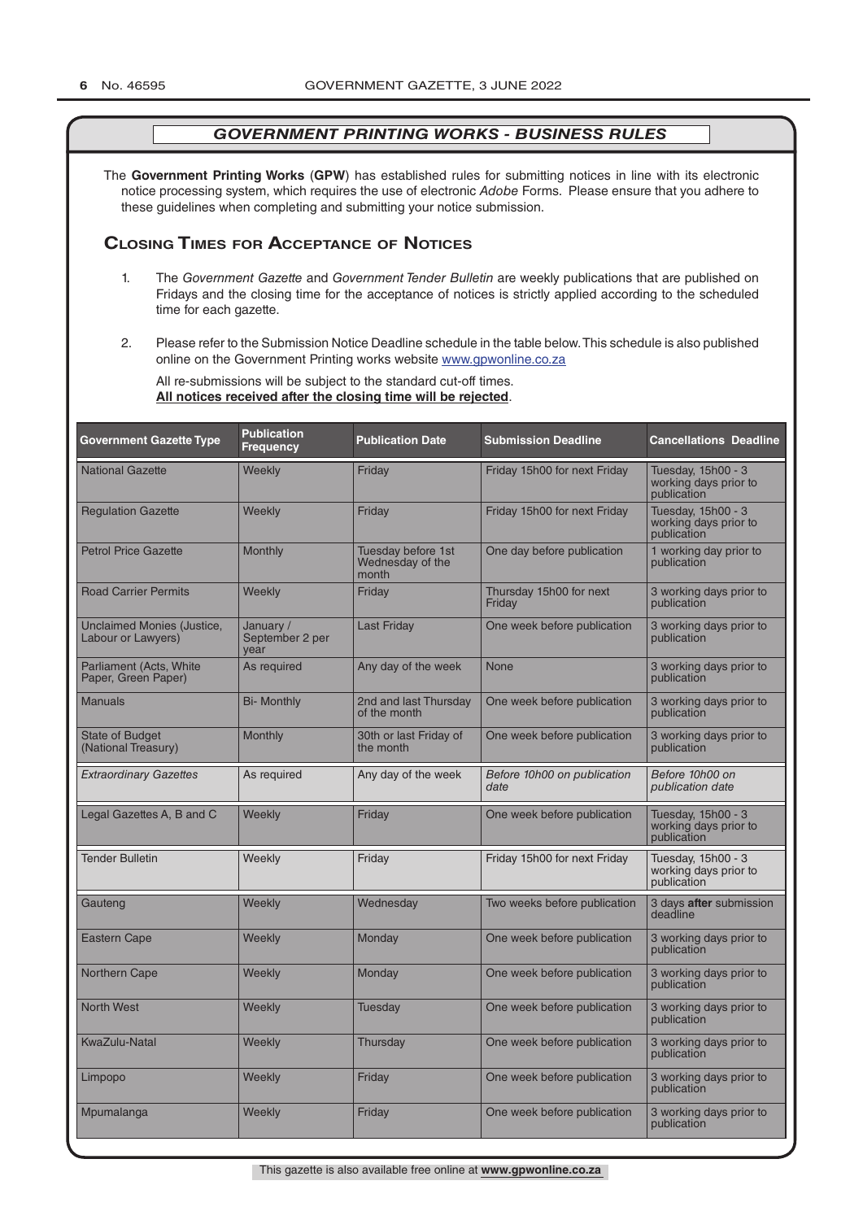## GOVERNMENT PRINTING WORKS - BUSINESS RULES

The **Government Printing Works** (**GPW**) has established rules for submitting notices in line with its electronic notice processing system, which requires the use of electronic *Adobe* Forms. Please ensure that you adhere to these guidelines when completing and submitting your notice submission.

### Closing Times for Acceptance of Notices

1. The *Government Gazette* and *Government Tender Bulletin* are weekly publications that are published on Fridays and the closing time for the acceptance of notices is strictly applied according to the scheduled time for each gazette.

2. Please refer to the Submission Notice Deadline schedule in the table below. This schedule is also published online on the Government Printing works website www.gpwonline.co.za

   All re-submissions will be subject to the standard cut-off times.
   **All notices received after the closing time will be rejected**.

| Government Gazette Type | Publication Frequency | Publication Date | Submission Deadline | Cancellations Deadline |
|---|---|---|---|---|
| National Gazette | Weekly | Friday | Friday 15h00 for next Friday | Tuesday, 15h00 - 3 working days prior to publication |
| Regulation Gazette | Weekly | Friday | Friday 15h00 for next Friday | Tuesday, 15h00 - 3 working days prior to publication |
| Petrol Price Gazette | Monthly | Tuesday before 1st Wednesday of the month | One day before publication | 1 working day prior to publication |
| Road Carrier Permits | Weekly | Friday | Thursday 15h00 for next Friday | 3 working days prior to publication |
| Unclaimed Monies (Justice, Labour or Lawyers) | January / September 2 per year | Last Friday | One week before publication | 3 working days prior to publication |
| Parliament (Acts, White Paper, Green Paper) | As required | Any day of the week | None | 3 working days prior to publication |
| Manuals | Bi- Monthly | 2nd and last Thursday of the month | One week before publication | 3 working days prior to publication |
| State of Budget (National Treasury) | Monthly | 30th or last Friday of the month | One week before publication | 3 working days prior to publication |
| *Extraordinary Gazettes* | As required | Any day of the week | *Before 10h00 on publication date* | *Before 10h00 on publication date* |
| Legal Gazettes A, B and C | Weekly | Friday | One week before publication | Tuesday, 15h00 - 3 working days prior to publication |
| Tender Bulletin | Weekly | Friday | Friday 15h00 for next Friday | Tuesday, 15h00 - 3 working days prior to publication |
| Gauteng | Weekly | Wednesday | Two weeks before publication | 3 days **after** submission deadline |
| Eastern Cape | Weekly | Monday | One week before publication | 3 working days prior to publication |
| Northern Cape | Weekly | Monday | One week before publication | 3 working days prior to publication |
| North West | Weekly | Tuesday | One week before publication | 3 working days prior to publication |
| KwaZulu-Natal | Weekly | Thursday | One week before publication | 3 working days prior to publication |
| Limpopo | Weekly | Friday | One week before publication | 3 working days prior to publication |
| Mpumalanga | Weekly | Friday | One week before publication | 3 working days prior to publication |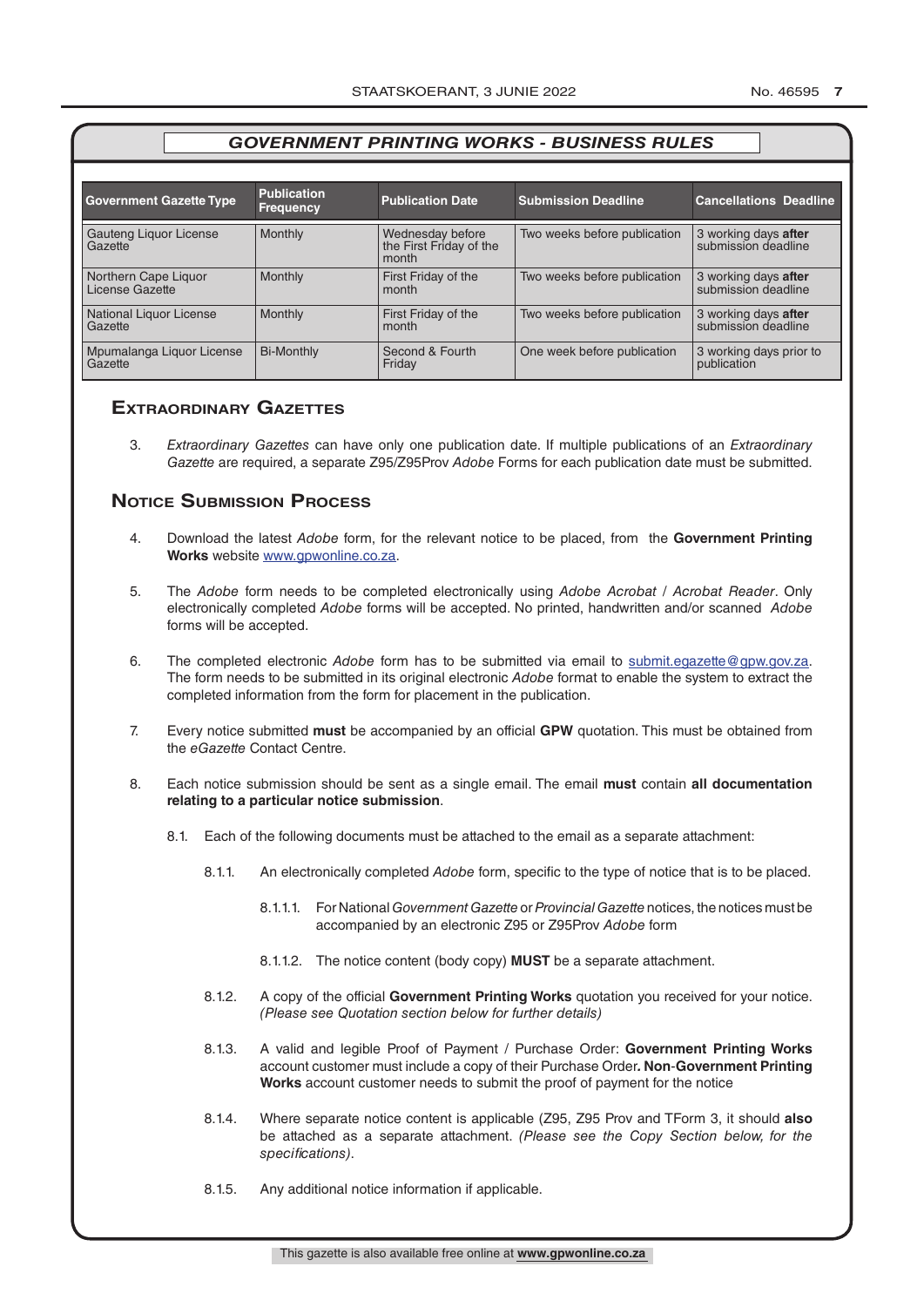## GOVERNMENT PRINTING WORKS - BUSINESS RULES

| Government Gazette Type | Publication Frequency | Publication Date | Submission Deadline | Cancellations Deadline |
|---|---|---|---|---|
| Gauteng Liquor License Gazette | Monthly | Wednesday before the First Friday of the month | Two weeks before publication | 3 working days **after** submission deadline |
| Northern Cape Liquor License Gazette | Monthly | First Friday of the month | Two weeks before publication | 3 working days **after** submission deadline |
| National Liquor License Gazette | Monthly | First Friday of the month | Two weeks before publication | 3 working days **after** submission deadline |
| Mpumalanga Liquor License Gazette | Bi-Monthly | Second & Fourth Friday | One week before publication | 3 working days prior to publication |

## Extraordinary Gazettes

3. *Extraordinary Gazettes* can have only one publication date. If multiple publications of an *Extraordinary Gazette* are required, a separate Z95/Z95Prov *Adobe* Forms for each publication date must be submitted.

## Notice Submission Process

4. Download the latest *Adobe* form, for the relevant notice to be placed, from the **Government Printing Works** website www.gpwonline.co.za.

5. The *Adobe* form needs to be completed electronically using *Adobe Acrobat* / *Acrobat Reader*. Only electronically completed *Adobe* forms will be accepted. No printed, handwritten and/or scanned *Adobe* forms will be accepted.

6. The completed electronic *Adobe* form has to be submitted via email to submit.egazette@gpw.gov.za. The form needs to be submitted in its original electronic *Adobe* format to enable the system to extract the completed information from the form for placement in the publication.

7. Every notice submitted **must** be accompanied by an official **GPW** quotation. This must be obtained from the *eGazette* Contact Centre.

8. Each notice submission should be sent as a single email. The email **must** contain **all documentation relating to a particular notice submission**.

   8.1. Each of the following documents must be attached to the email as a separate attachment:

   8.1.1. An electronically completed *Adobe* form, specific to the type of notice that is to be placed.

   8.1.1.1. For National *Government Gazette* or *Provincial Gazette* notices, the notices must be accompanied by an electronic Z95 or Z95Prov *Adobe* form

   8.1.1.2. The notice content (body copy) **MUST** be a separate attachment.

   8.1.2. A copy of the official **Government Printing Works** quotation you received for your notice. *(Please see Quotation section below for further details)*

   8.1.3. A valid and legible Proof of Payment / Purchase Order: **Government Printing Works** account customer must include a copy of their Purchase Order**. Non**-**Government Printing Works** account customer needs to submit the proof of payment for the notice

   8.1.4. Where separate notice content is applicable (Z95, Z95 Prov and TForm 3, it should **also** be attached as a separate attachment. *(Please see the Copy Section below, for the specifications)*.

   8.1.5. Any additional notice information if applicable.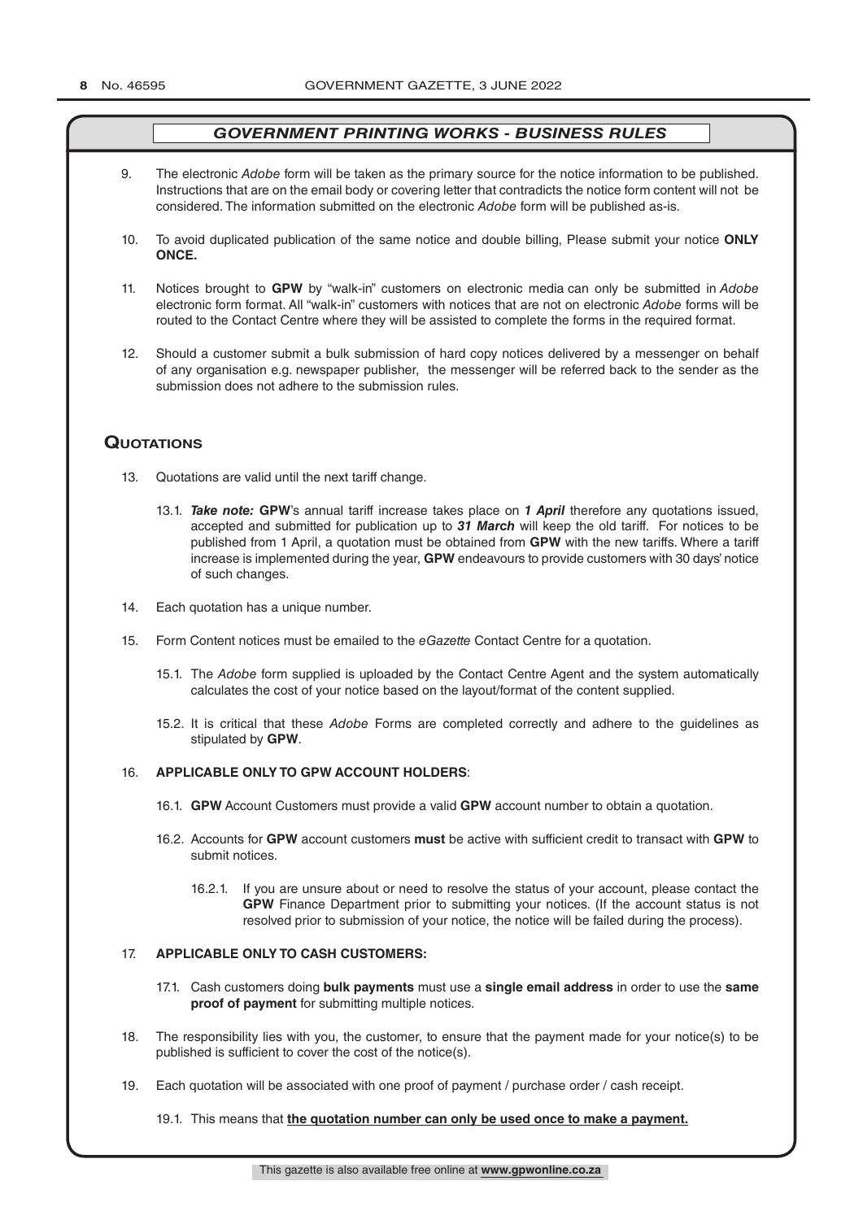## *GOVERNMENT PRINTING WORKS - BUSINESS RULES*

9. The electronic *Adobe* form will be taken as the primary source for the notice information to be published. Instructions that are on the email body or covering letter that contradicts the notice form content will not be considered. The information submitted on the electronic *Adobe* form will be published as-is.

10. To avoid duplicated publication of the same notice and double billing, Please submit your notice **ONLY ONCE.**

11. Notices brought to **GPW** by "walk-in" customers on electronic media can only be submitted in *Adobe* electronic form format. All "walk-in" customers with notices that are not on electronic *Adobe* forms will be routed to the Contact Centre where they will be assisted to complete the forms in the required format.

12. Should a customer submit a bulk submission of hard copy notices delivered by a messenger on behalf of any organisation e.g. newspaper publisher, the messenger will be referred back to the sender as the submission does not adhere to the submission rules.

## Quotations

13. Quotations are valid until the next tariff change.

    13.1. ***Take note:*** **GPW**'s annual tariff increase takes place on ***1 April*** therefore any quotations issued, accepted and submitted for publication up to ***31 March*** will keep the old tariff. For notices to be published from 1 April, a quotation must be obtained from **GPW** with the new tariffs. Where a tariff increase is implemented during the year, **GPW** endeavours to provide customers with 30 days' notice of such changes.

14. Each quotation has a unique number.

15. Form Content notices must be emailed to the *eGazette* Contact Centre for a quotation.

    15.1. The *Adobe* form supplied is uploaded by the Contact Centre Agent and the system automatically calculates the cost of your notice based on the layout/format of the content supplied.

    15.2. It is critical that these *Adobe* Forms are completed correctly and adhere to the guidelines as stipulated by **GPW**.

16. **APPLICABLE ONLY TO GPW ACCOUNT HOLDERS**:

    16.1. **GPW** Account Customers must provide a valid **GPW** account number to obtain a quotation.

    16.2. Accounts for **GPW** account customers **must** be active with sufficient credit to transact with **GPW** to submit notices.

        16.2.1. If you are unsure about or need to resolve the status of your account, please contact the **GPW** Finance Department prior to submitting your notices. (If the account status is not resolved prior to submission of your notice, the notice will be failed during the process).

17. **APPLICABLE ONLY TO CASH CUSTOMERS:**

    17.1. Cash customers doing **bulk payments** must use a **single email address** in order to use the **same proof of payment** for submitting multiple notices.

18. The responsibility lies with you, the customer, to ensure that the payment made for your notice(s) to be published is sufficient to cover the cost of the notice(s).

19. Each quotation will be associated with one proof of payment / purchase order / cash receipt.

    19.1. This means that **the quotation number can only be used once to make a payment.**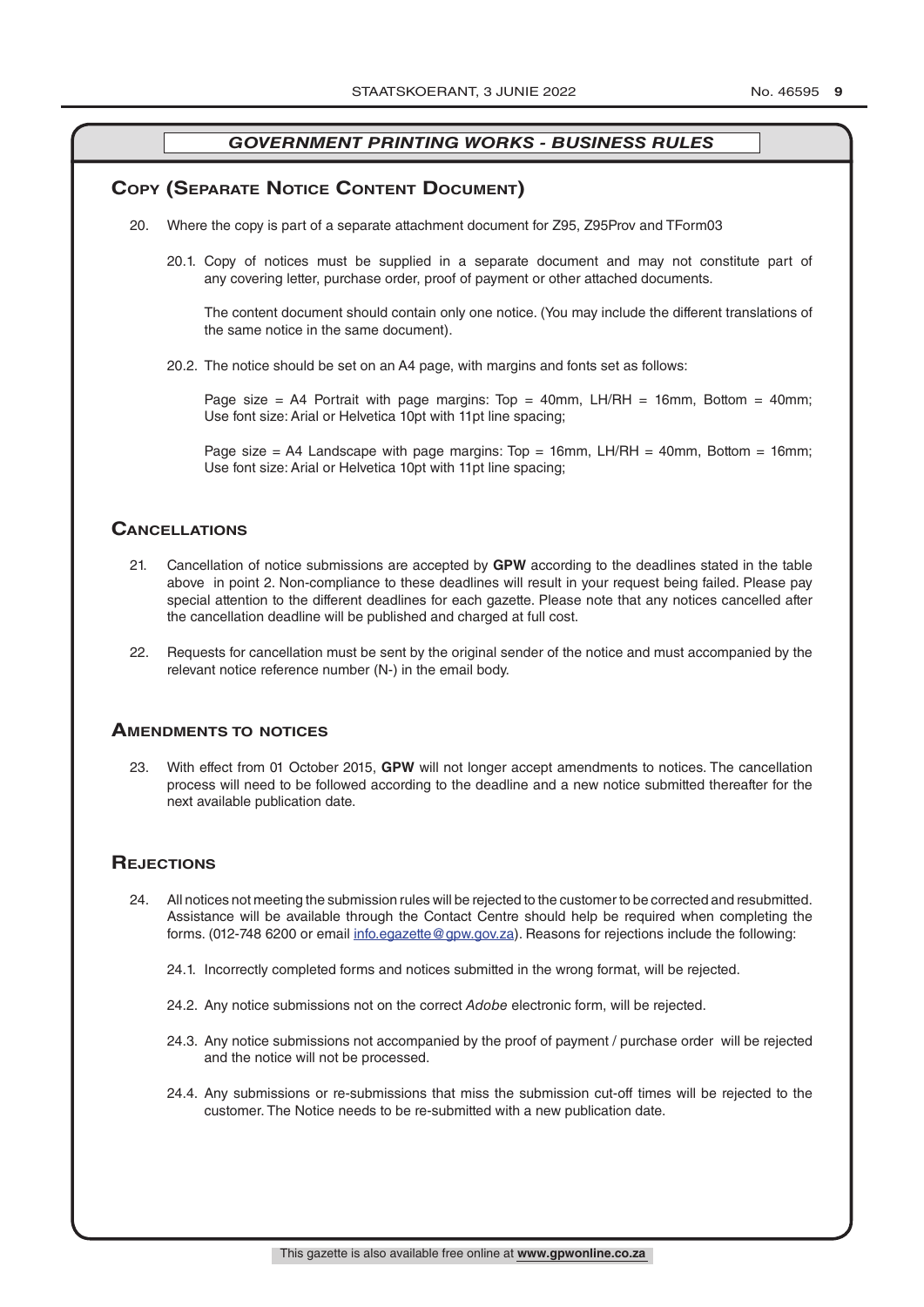## GOVERNMENT PRINTING WORKS - BUSINESS RULES

## Copy (Separate Notice Content Document)

20. Where the copy is part of a separate attachment document for Z95, Z95Prov and TForm03

    20.1. Copy of notices must be supplied in a separate document and may not constitute part of any covering letter, purchase order, proof of payment or other attached documents.

    The content document should contain only one notice. (You may include the different translations of the same notice in the same document).

    20.2. The notice should be set on an A4 page, with margins and fonts set as follows:

    Page size = A4 Portrait with page margins: Top = 40mm, LH/RH = 16mm, Bottom = 40mm; Use font size: Arial or Helvetica 10pt with 11pt line spacing;

    Page size = A4 Landscape with page margins: Top = 16mm, LH/RH = 40mm, Bottom = 16mm; Use font size: Arial or Helvetica 10pt with 11pt line spacing;

## Cancellations

21. Cancellation of notice submissions are accepted by **GPW** according to the deadlines stated in the table above in point 2. Non-compliance to these deadlines will result in your request being failed. Please pay special attention to the different deadlines for each gazette. Please note that any notices cancelled after the cancellation deadline will be published and charged at full cost.

22. Requests for cancellation must be sent by the original sender of the notice and must accompanied by the relevant notice reference number (N-) in the email body.

## Amendments to notices

23. With effect from 01 October 2015, **GPW** will not longer accept amendments to notices. The cancellation process will need to be followed according to the deadline and a new notice submitted thereafter for the next available publication date.

## Rejections

24. All notices not meeting the submission rules will be rejected to the customer to be corrected and resubmitted. Assistance will be available through the Contact Centre should help be required when completing the forms. (012-748 6200 or email info.egazette@gpw.gov.za). Reasons for rejections include the following:

    24.1. Incorrectly completed forms and notices submitted in the wrong format, will be rejected.

    24.2. Any notice submissions not on the correct *Adobe* electronic form, will be rejected.

    24.3. Any notice submissions not accompanied by the proof of payment / purchase order will be rejected and the notice will not be processed.

    24.4. Any submissions or re-submissions that miss the submission cut-off times will be rejected to the customer. The Notice needs to be re-submitted with a new publication date.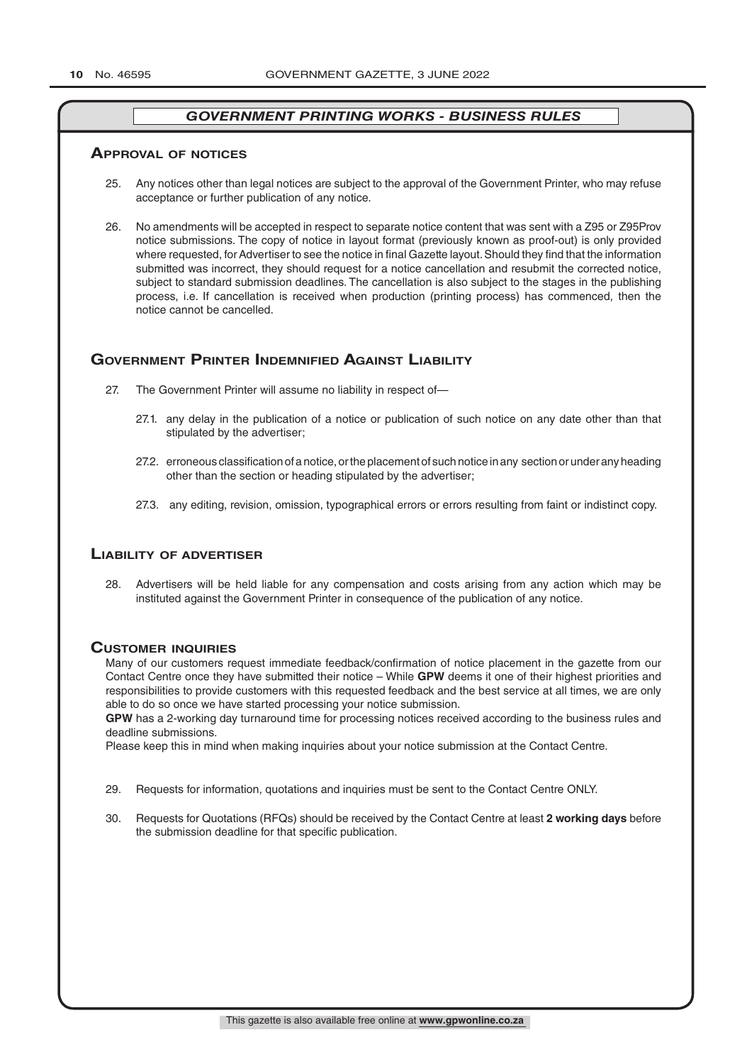## *GOVERNMENT PRINTING WORKS - BUSINESS RULES*

### Approval of notices

25. Any notices other than legal notices are subject to the approval of the Government Printer, who may refuse acceptance or further publication of any notice.

26. No amendments will be accepted in respect to separate notice content that was sent with a Z95 or Z95Prov notice submissions. The copy of notice in layout format (previously known as proof-out) is only provided where requested, for Advertiser to see the notice in final Gazette layout. Should they find that the information submitted was incorrect, they should request for a notice cancellation and resubmit the corrected notice, subject to standard submission deadlines. The cancellation is also subject to the stages in the publishing process, i.e. If cancellation is received when production (printing process) has commenced, then the notice cannot be cancelled.

### Government Printer Indemnified Against Liability

27. The Government Printer will assume no liability in respect of—

    27.1. any delay in the publication of a notice or publication of such notice on any date other than that stipulated by the advertiser;

    27.2. erroneous classification of a notice, or the placement of such notice in any section or under any heading other than the section or heading stipulated by the advertiser;

    27.3. any editing, revision, omission, typographical errors or errors resulting from faint or indistinct copy.

### Liability of advertiser

28. Advertisers will be held liable for any compensation and costs arising from any action which may be instituted against the Government Printer in consequence of the publication of any notice.

### Customer inquiries

Many of our customers request immediate feedback/confirmation of notice placement in the gazette from our Contact Centre once they have submitted their notice – While **GPW** deems it one of their highest priorities and responsibilities to provide customers with this requested feedback and the best service at all times, we are only able to do so once we have started processing your notice submission.

**GPW** has a 2-working day turnaround time for processing notices received according to the business rules and deadline submissions.

Please keep this in mind when making inquiries about your notice submission at the Contact Centre.

29. Requests for information, quotations and inquiries must be sent to the Contact Centre ONLY.

30. Requests for Quotations (RFQs) should be received by the Contact Centre at least **2 working days** before the submission deadline for that specific publication.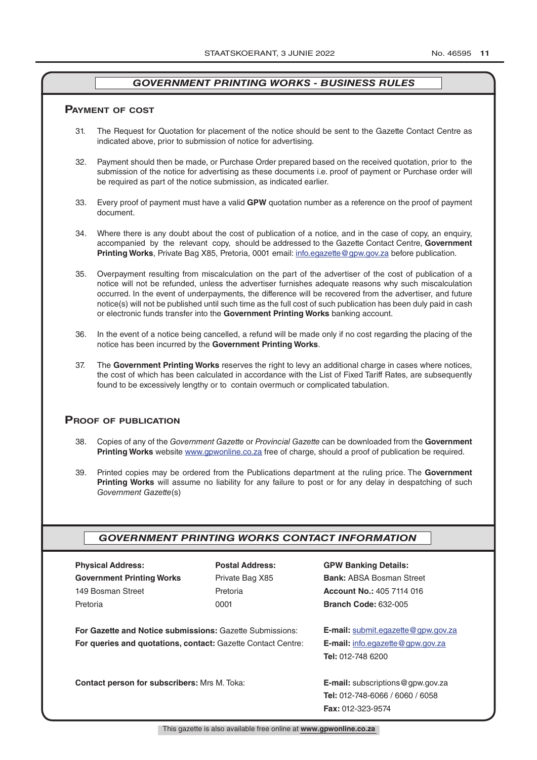## GOVERNMENT PRINTING WORKS - BUSINESS RULES

### Payment of cost

31. The Request for Quotation for placement of the notice should be sent to the Gazette Contact Centre as indicated above, prior to submission of notice for advertising.

32. Payment should then be made, or Purchase Order prepared based on the received quotation, prior to the submission of the notice for advertising as these documents i.e. proof of payment or Purchase order will be required as part of the notice submission, as indicated earlier.

33. Every proof of payment must have a valid **GPW** quotation number as a reference on the proof of payment document.

34. Where there is any doubt about the cost of publication of a notice, and in the case of copy, an enquiry, accompanied by the relevant copy, should be addressed to the Gazette Contact Centre, **Government Printing Works**, Private Bag X85, Pretoria, 0001 email: info.egazette@gpw.gov.za before publication.

35. Overpayment resulting from miscalculation on the part of the advertiser of the cost of publication of a notice will not be refunded, unless the advertiser furnishes adequate reasons why such miscalculation occurred. In the event of underpayments, the difference will be recovered from the advertiser, and future notice(s) will not be published until such time as the full cost of such publication has been duly paid in cash or electronic funds transfer into the **Government Printing Works** banking account.

36. In the event of a notice being cancelled, a refund will be made only if no cost regarding the placing of the notice has been incurred by the **Government Printing Works**.

37. The **Government Printing Works** reserves the right to levy an additional charge in cases where notices, the cost of which has been calculated in accordance with the List of Fixed Tariff Rates, are subsequently found to be excessively lengthy or to contain overmuch or complicated tabulation.

### Proof of publication

38. Copies of any of the *Government Gazette* or *Provincial Gazette* can be downloaded from the **Government Printing Works** website www.gpwonline.co.za free of charge, should a proof of publication be required.

39. Printed copies may be ordered from the Publications department at the ruling price. The **Government Printing Works** will assume no liability for any failure to post or for any delay in despatching of such *Government Gazette*(s)

## GOVERNMENT PRINTING WORKS CONTACT INFORMATION

**Physical Address:**
**Government Printing Works**
149 Bosman Street
Pretoria

**Postal Address:**
Private Bag X85
Pretoria
0001

**GPW Banking Details:**
**Bank:** ABSA Bosman Street
**Account No.:** 405 7114 016
**Branch Code:** 632-005

**For Gazette and Notice submissions:** Gazette Submissions: **E-mail:** submit.egazette@gpw.gov.za

**For queries and quotations, contact:** Gazette Contact Centre: **E-mail:** info.egazette@gpw.gov.za
**Tel:** 012-748 6200

**Contact person for subscribers:** Mrs M. Toka: **E-mail:** subscriptions@gpw.gov.za
**Tel:** 012-748-6066 / 6060 / 6058
**Fax:** 012-323-9574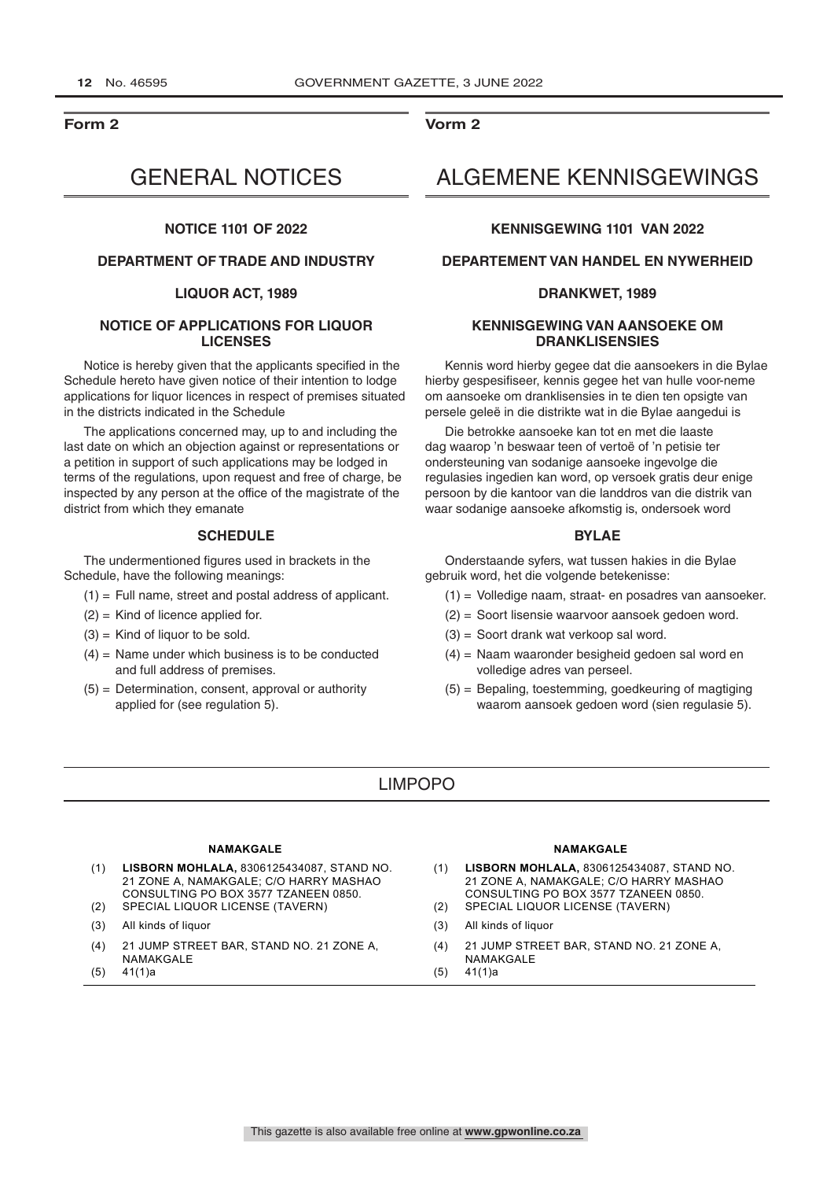**Form 2**

# GENERAL NOTICES

**NOTICE 1101 OF 2022**

**DEPARTMENT OF TRADE AND INDUSTRY**

**LIQUOR ACT, 1989**

**NOTICE OF APPLICATIONS FOR LIQUOR LICENSES**

Notice is hereby given that the applicants specified in the Schedule hereto have given notice of their intention to lodge applications for liquor licences in respect of premises situated in the districts indicated in the Schedule

The applications concerned may, up to and including the last date on which an objection against or representations or a petition in support of such applications may be lodged in terms of the regulations, upon request and free of charge, be inspected by any person at the office of the magistrate of the district from which they emanate

**SCHEDULE**

The undermentioned figures used in brackets in the Schedule, have the following meanings:

(1) = Full name, street and postal address of applicant.

(2) = Kind of licence applied for.

(3) = Kind of liquor to be sold.

(4) = Name under which business is to be conducted and full address of premises.

(5) = Determination, consent, approval or authority applied for (see regulation 5).

**Vorm 2**

# ALGEMENE KENNISGEWINGS

**KENNISGEWING 1101 VAN 2022**

**DEPARTEMENT VAN HANDEL EN NYWERHEID**

**DRANKWET, 1989**

**KENNISGEWING VAN AANSOEKE OM DRANKLISENSIES**

Kennis word hierby gegee dat die aansoekers in die Bylae hierby gespesifiseer, kennis gegee het van hulle voor-neme om aansoeke om dranklisensies in te dien ten opsigte van persele geleë in die distrikte wat in die Bylae aangedui is

Die betrokke aansoeke kan tot en met die laaste dag waarop 'n beswaar teen of vertoë of 'n petisie ter ondersteuning van sodanige aansoeke ingevolge die regulasies ingedien kan word, op versoek gratis deur enige persoon by die kantoor van die landdros van die distrik van waar sodanige aansoeke afkomstig is, ondersoek word

**BYLAE**

Onderstaande syfers, wat tussen hakies in die Bylae gebruik word, het die volgende betekenisse:

(1) = Volledige naam, straat- en posadres van aansoeker.

(2) = Soort lisensie waarvoor aansoek gedoen word.

(3) = Soort drank wat verkoop sal word.

(4) = Naam waaronder besigheid gedoen sal word en volledige adres van perseel.

(5) = Bepaling, toestemming, goedkeuring of magtiging waarom aansoek gedoen word (sien regulasie 5).

## LIMPOPO

**NAMAKGALE**

(1) **LISBORN MOHLALA,** 8306125434087, STAND NO. 21 ZONE A, NAMAKGALE; C/O HARRY MASHAO CONSULTING PO BOX 3577 TZANEEN 0850.
(2) SPECIAL LIQUOR LICENSE (TAVERN)
(3) All kinds of liquor
(4) 21 JUMP STREET BAR, STAND NO. 21 ZONE A, NAMAKGALE
(5) 41(1)a

**NAMAKGALE**

(1) **LISBORN MOHLALA,** 8306125434087, STAND NO. 21 ZONE A, NAMAKGALE; C/O HARRY MASHAO CONSULTING PO BOX 3577 TZANEEN 0850.
(2) SPECIAL LIQUOR LICENSE (TAVERN)
(3) All kinds of liquor
(4) 21 JUMP STREET BAR, STAND NO. 21 ZONE A, NAMAKGALE
(5) 41(1)a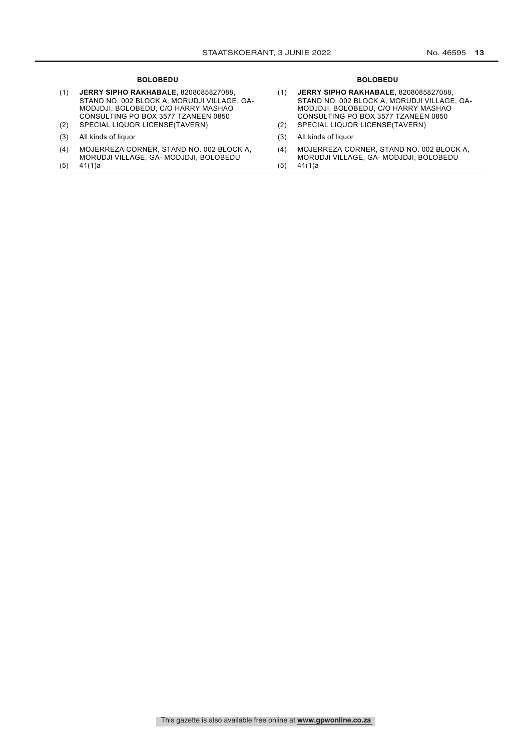**BOLOBEDU**

(1) **JERRY SIPHO RAKHABALE,** 8208085827088, STAND NO. 002 BLOCK A, MORUDJI VILLAGE, GA-MODJDJI, BOLOBEDU, C/O HARRY MASHAO CONSULTING PO BOX 3577 TZANEEN 0850

(2) SPECIAL LIQUOR LICENSE(TAVERN)

(3) All kinds of liquor

(4) MOJERREZA CORNER, STAND NO. 002 BLOCK A, MORUDJI VILLAGE, GA- MODJDJI, BOLOBEDU

(5) 41(1)a

**BOLOBEDU**

(1) **JERRY SIPHO RAKHABALE,** 8208085827088, STAND NO. 002 BLOCK A, MORUDJI VILLAGE, GA-MODJDJI, BOLOBEDU, C/O HARRY MASHAO CONSULTING PO BOX 3577 TZANEEN 0850

(2) SPECIAL LIQUOR LICENSE(TAVERN)

(3) All kinds of liquor

(4) MOJERREZA CORNER, STAND NO. 002 BLOCK A, MORUDJI VILLAGE, GA- MODJDJI, BOLOBEDU

(5) 41(1)a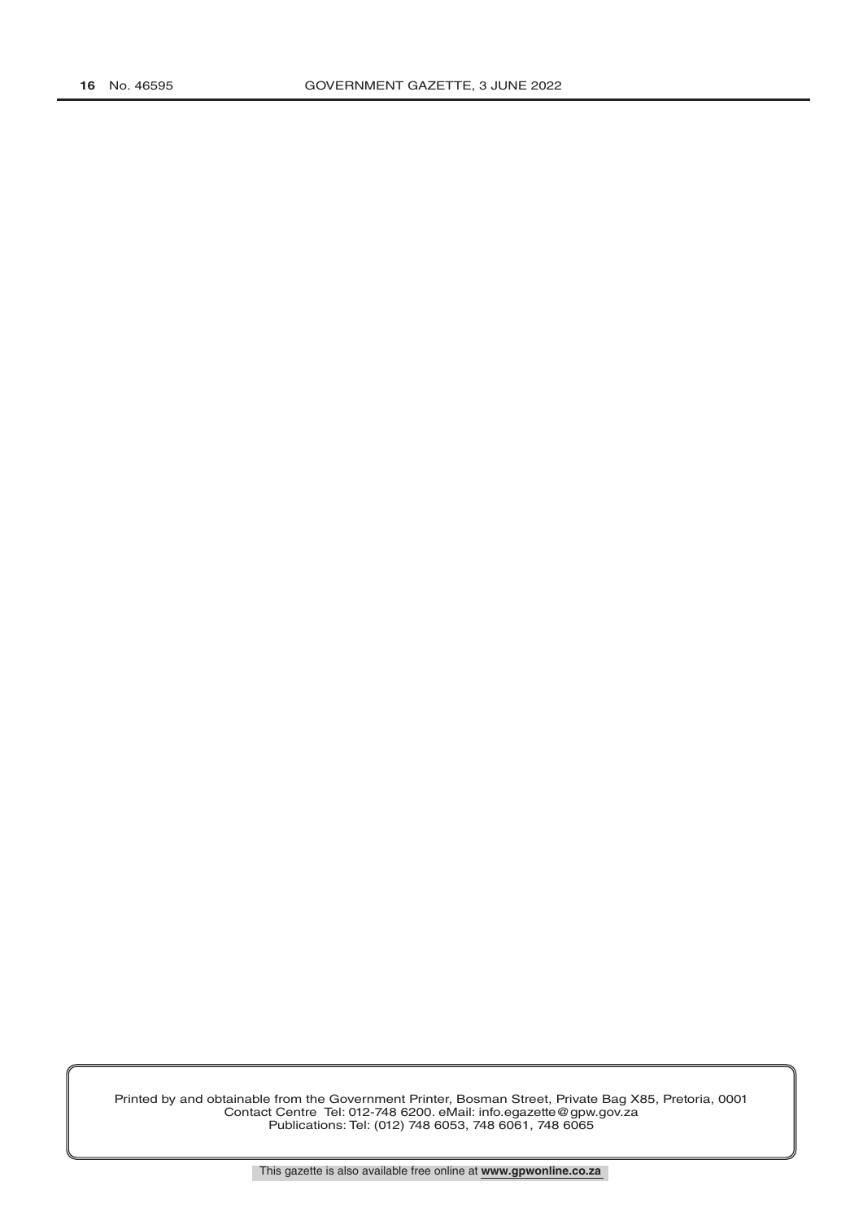Printed by and obtainable from the Government Printer, Bosman Street, Private Bag X85, Pretoria, 0001
Contact Centre Tel: 012-748 6200. eMail: info.egazette@gpw.gov.za
Publications: Tel: (012) 748 6053, 748 6061, 748 6065